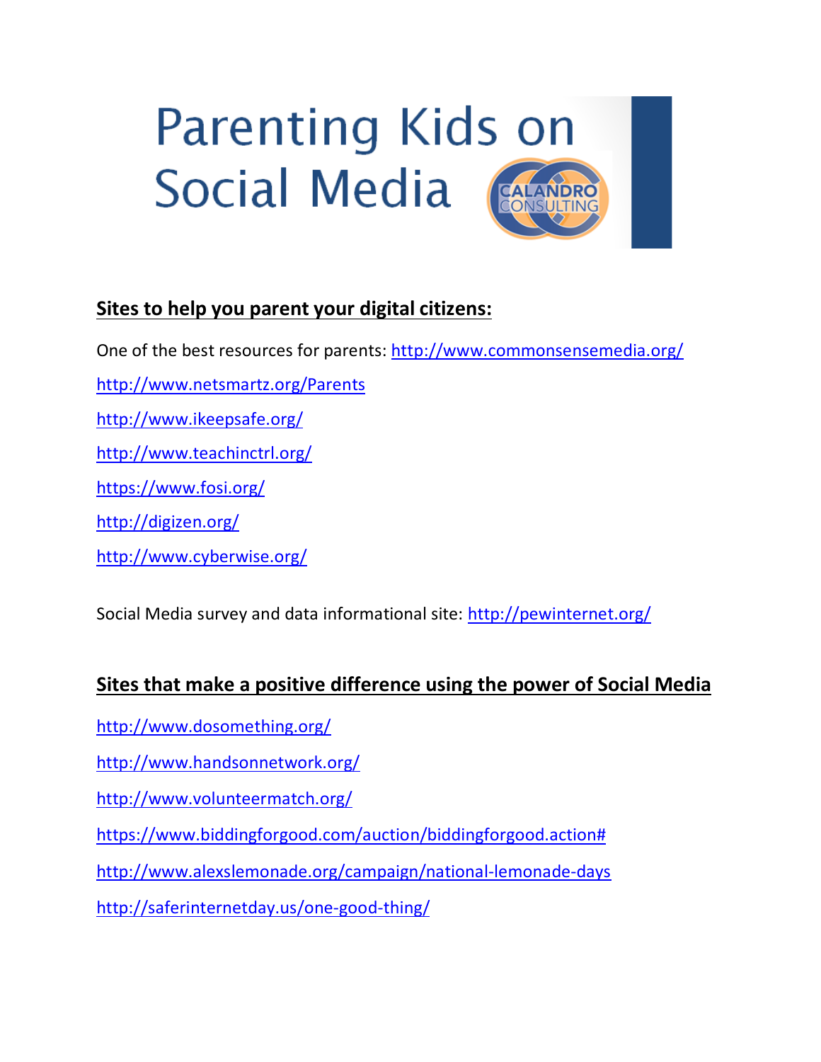# Parenting Kids on Social Media

CALANDRO CONSULTING

## Sites to help you parent your digital citizens:

One of the best resources for parents: http://www.commonsensemedia.org/

http://www.netsmartz.org/Parents

http://www.ikeepsafe.org/

http://www.teachinctrl.org/

https://www.fosi.org/

http://digizen.org/

http://www.cyberwise.org/

Social Media survey and data informational site: http://pewinternet.org/

## Sites that make a positive difference using the power of Social Media

http://www.dosomething.org/

http://www.handsonnetwork.org/

http://www.volunteermatch.org/

https://www.biddingforgood.com/auction/biddingforgood.action#

http://www.alexslemonade.org/campaign/national-lemonade-days

http://saferinternetday.us/one-good-thing/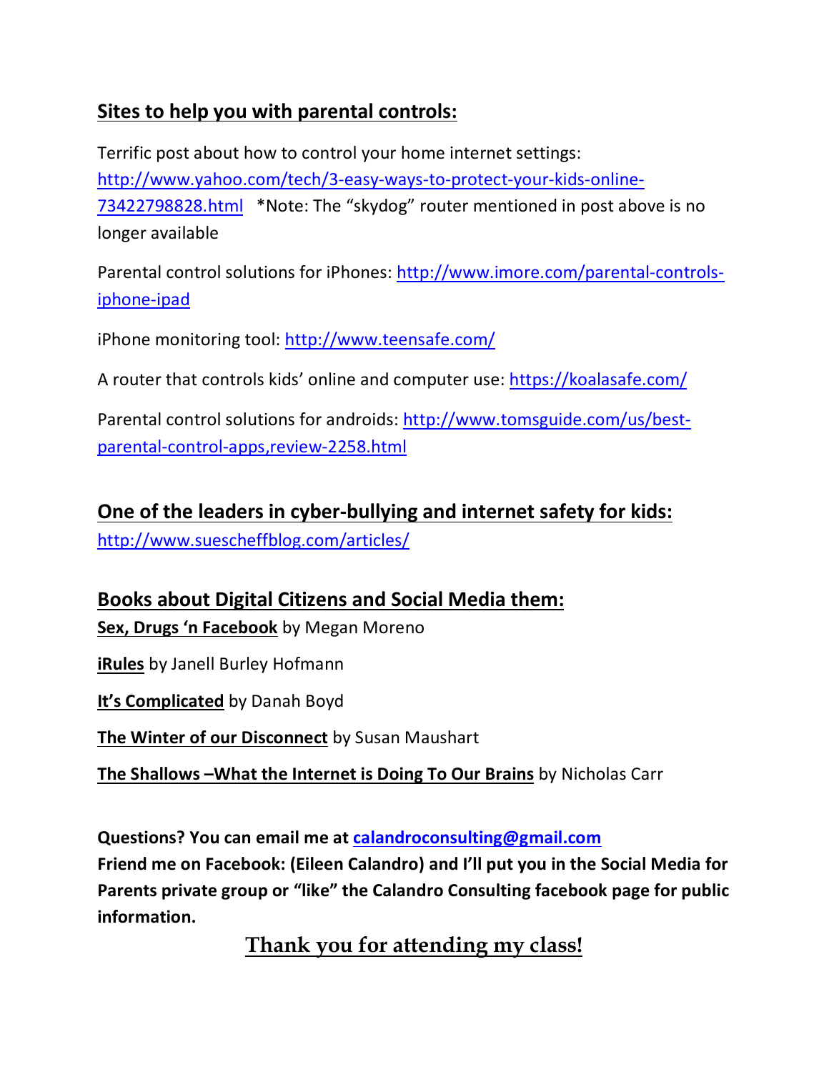## Sites to help you with parental controls:

Terrific post about how to control your home internet settings: http://www.yahoo.com/tech/3-easy-ways-to-protect-your-kids-online-73422798828.html *Note: The "skydog" router mentioned in post above is no longer available

Parental control solutions for iPhones: http://www.imore.com/parental-controls-iphone-ipad

iPhone monitoring tool: http://www.teensafe.com/

A router that controls kids' online and computer use: https://koalasafe.com/

Parental control solutions for androids: http://www.tomsguide.com/us/best-parental-control-apps,review-2258.html

## One of the leaders in cyber-bullying and internet safety for kids:

http://www.suescheffblog.com/articles/

## Books about Digital Citizens and Social Media them:

**Sex, Drugs 'n Facebook** by Megan Moreno

**iRules** by Janell Burley Hofmann

**It's Complicated** by Danah Boyd

**The Winter of our Disconnect** by Susan Maushart

**The Shallows –What the Internet is Doing To Our Brains** by Nicholas Carr

**Questions? You can email me at calandroconsulting@gmail.com**
**Friend me on Facebook: (Eileen Calandro) and I'll put you in the Social Media for Parents private group or "like" the Calandro Consulting facebook page for public information.**

**Thank you for attending my class!**